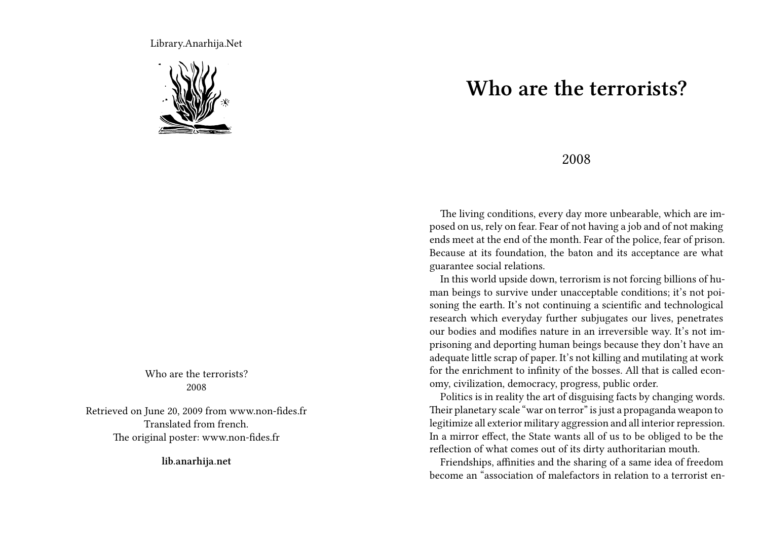Library.Anarhija.Net

Who are the terrorists?
2008

Retrieved on June 20, 2009 from www.non-fides.fr
Translated from french.
The original poster: www.non-fides.fr

**lib.anarhija.net**

# Who are the terrorists?

2008

The living conditions, every day more unbearable, which are imposed on us, rely on fear. Fear of not having a job and of not making ends meet at the end of the month. Fear of the police, fear of prison. Because at its foundation, the baton and its acceptance are what guarantee social relations.

In this world upside down, terrorism is not forcing billions of human beings to survive under unacceptable conditions; it's not poisoning the earth. It's not continuing a scientific and technological research which everyday further subjugates our lives, penetrates our bodies and modifies nature in an irreversible way. It's not imprisoning and deporting human beings because they don't have an adequate little scrap of paper. It's not killing and mutilating at work for the enrichment to infinity of the bosses. All that is called economy, civilization, democracy, progress, public order.

Politics is in reality the art of disguising facts by changing words. Their planetary scale "war on terror" is just a propaganda weapon to legitimize all exterior military aggression and all interior repression. In a mirror effect, the State wants all of us to be obliged to be the reflection of what comes out of its dirty authoritarian mouth.

Friendships, affinities and the sharing of a same idea of freedom become an "association of malefactors in relation to a terrorist en-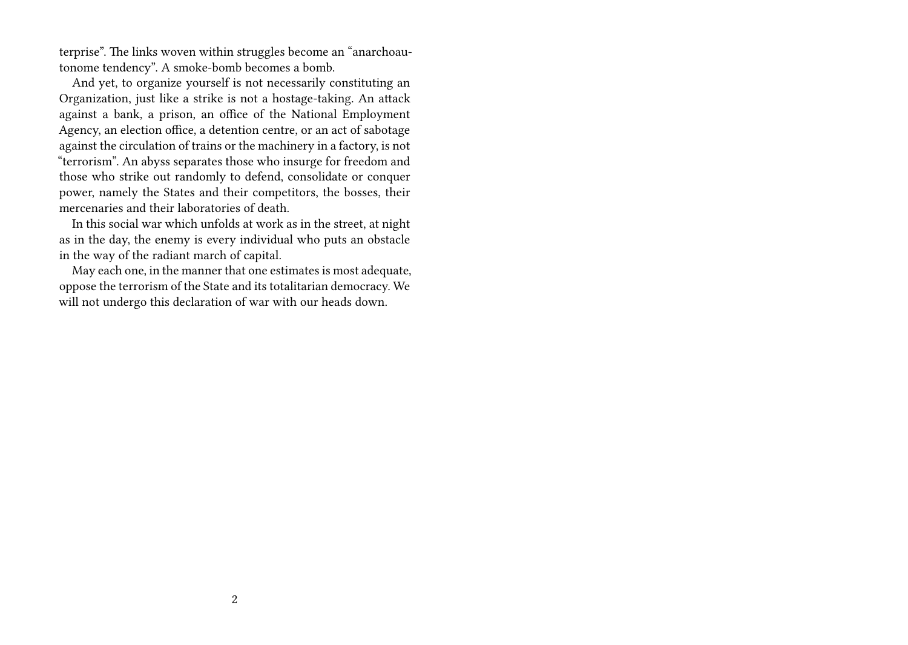terprise". The links woven within struggles become an "anarchoautonome tendency". A smoke-bomb becomes a bomb.

And yet, to organize yourself is not necessarily constituting an Organization, just like a strike is not a hostage-taking. An attack against a bank, a prison, an office of the National Employment Agency, an election office, a detention centre, or an act of sabotage against the circulation of trains or the machinery in a factory, is not "terrorism". An abyss separates those who insurge for freedom and those who strike out randomly to defend, consolidate or conquer power, namely the States and their competitors, the bosses, their mercenaries and their laboratories of death.

In this social war which unfolds at work as in the street, at night as in the day, the enemy is every individual who puts an obstacle in the way of the radiant march of capital.

May each one, in the manner that one estimates is most adequate, oppose the terrorism of the State and its totalitarian democracy. We will not undergo this declaration of war with our heads down.